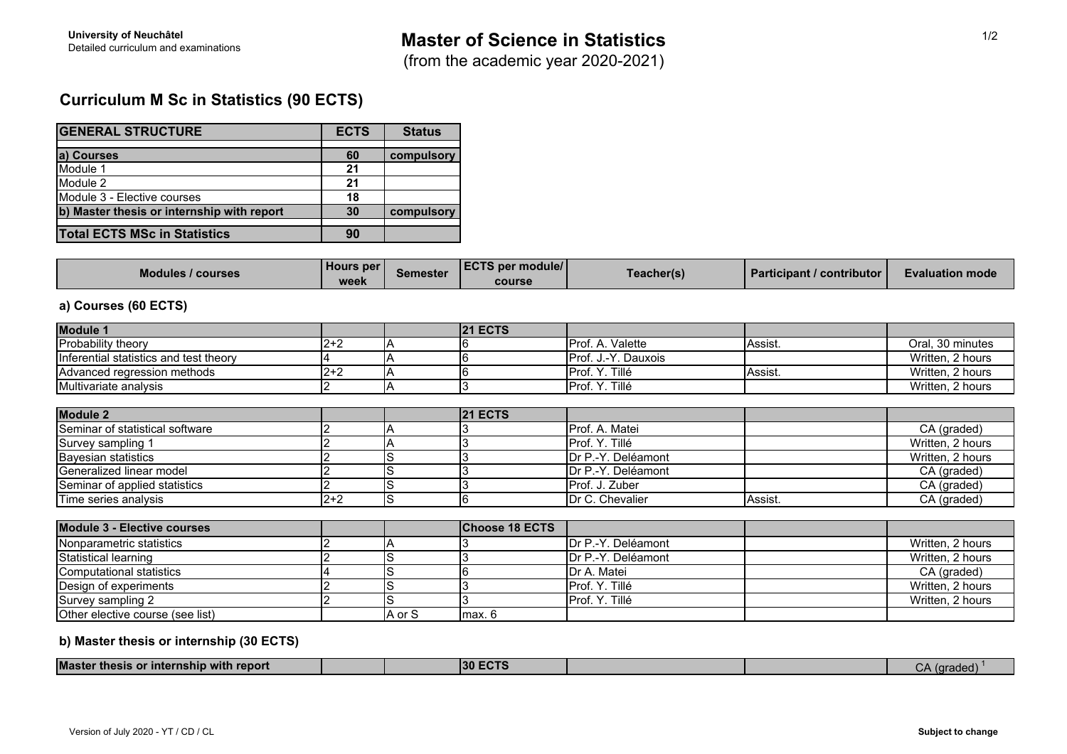**University of Neuchâtel**
Detailed curriculum and examinations

# Master of Science in Statistics

(from the academic year 2020-2021)

## Curriculum M Sc in Statistics (90 ECTS)

| GENERAL STRUCTURE | ECTS | Status |
|---|---|---|
| **a) Courses** | **60** | **compulsory** |
| Module 1 | 21 | |
| Module 2 | 21 | |
| Module 3 - Elective courses | 18 | |
| **b) Master thesis or internship with report** | **30** | **compulsory** |
| **Total ECTS MSc in Statistics** | **90** | |

### a) Courses (60 ECTS)

| Modules / courses | Hours per week | Semester | ECTS per module/ course | Teacher(s) | Participant / contributor | Evaluation mode |
|---|---|---|---|---|---|---|
| **Module 1** | | | **21 ECTS** | | | |
| Probability theory | 2+2 | A | 6 | Prof. A. Valette | Assist. | Oral, 30 minutes |
| Inferential statistics and test theory | 4 | A | 6 | Prof. J.-Y. Dauxois | | Written, 2 hours |
| Advanced regression methods | 2+2 | A | 6 | Prof. Y. Tillé | Assist. | Written, 2 hours |
| Multivariate analysis | 2 | A | 3 | Prof. Y. Tillé | | Written, 2 hours |
| **Module 2** | | | **21 ECTS** | | | |
| Seminar of statistical software | 2 | A | 3 | Prof. A. Matei | | CA (graded) |
| Survey sampling 1 | 2 | A | 3 | Prof. Y. Tillé | | Written, 2 hours |
| Bayesian statistics | 2 | S | 3 | Dr P.-Y. Deléamont | | Written, 2 hours |
| Generalized linear model | 2 | S | 3 | Dr P.-Y. Deléamont | | CA (graded) |
| Seminar of applied statistics | 2 | S | 3 | Prof. J. Zuber | | CA (graded) |
| Time series analysis | 2+2 | S | 6 | Dr C. Chevalier | Assist. | CA (graded) |
| **Module 3 - Elective courses** | | | **Choose 18 ECTS** | | | |
| Nonparametric statistics | 2 | A | 3 | Dr P.-Y. Deléamont | | Written, 2 hours |
| Statistical learning | 2 | S | 3 | Dr P.-Y. Deléamont | | Written, 2 hours |
| Computational statistics | 4 | S | 6 | Dr A. Matei | | CA (graded) |
| Design of experiments | 2 | S | 3 | Prof. Y. Tillé | | Written, 2 hours |
| Survey sampling 2 | 2 | S | 3 | Prof. Y. Tillé | | Written, 2 hours |
| Other elective course (see list) | | A or S | max. 6 | | | |

### b) Master thesis or internship (30 ECTS)

| Modules / courses | Hours per week | Semester | ECTS per module/ course | Teacher(s) | Participant / contributor | Evaluation mode |
|---|---|---|---|---|---|---|
| **Master thesis or internship with report** | | | **30 ECTS** | | | CA (graded) [1] |

Version of July 2020 - YT / CD / CL

**Subject to change**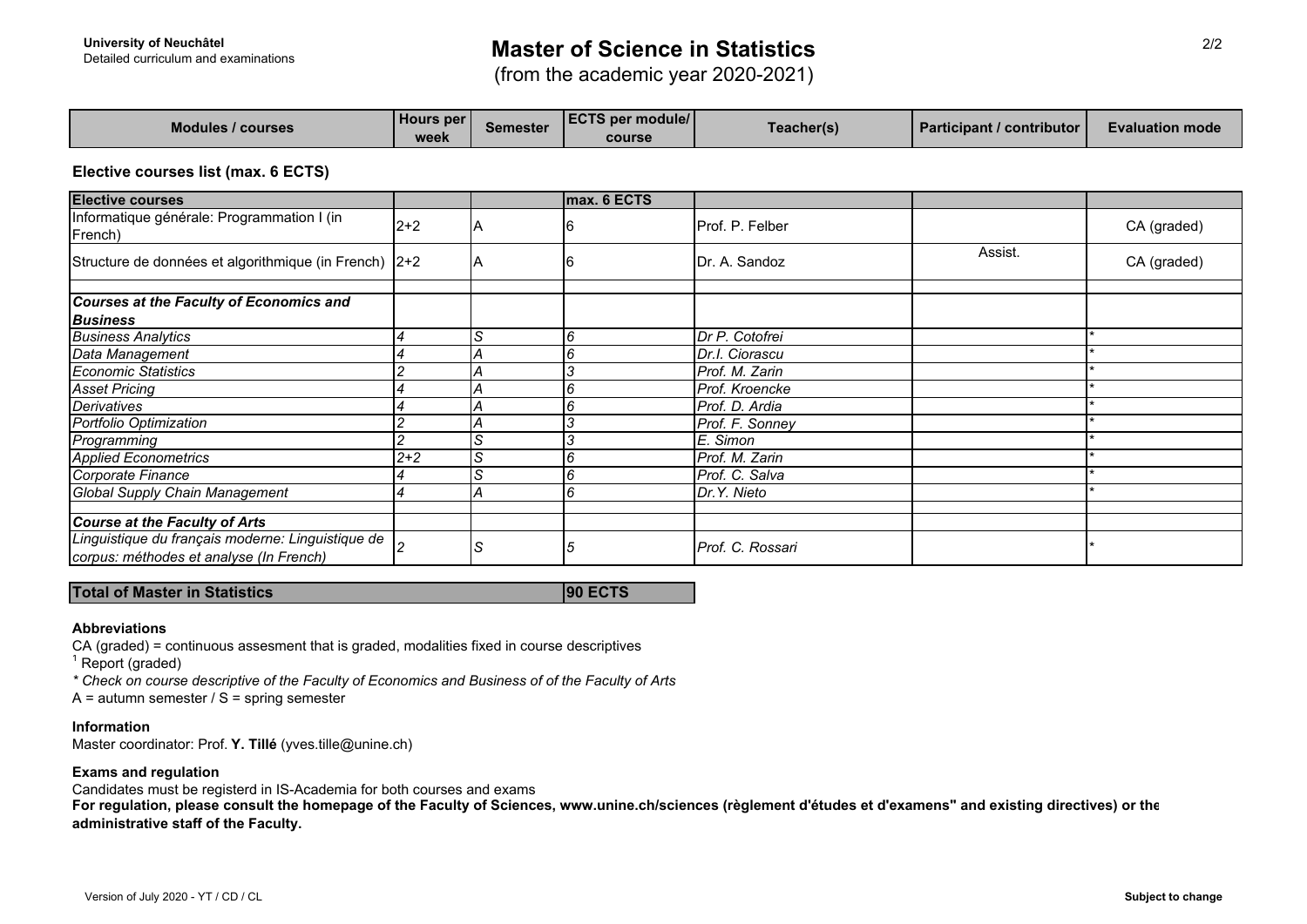**University of Neuchâtel**
Detailed curriculum and examinations

# Master of Science in Statistics

(from the academic year 2020-2021)

## Elective courses list (max. 6 ECTS)

| Modules / courses | Hours per week | Semester | ECTS per module/ course | Teacher(s) | Participant / contributor | Evaluation mode |
|---|---|---|---|---|---|---|
| **Elective courses** | | | **max. 6 ECTS** | | | |
| Informatique générale: Programmation I (in French) | 2+2 | A | 6 | Prof. P. Felber | | CA (graded) |
| Structure de données et algorithmique (in French) | 2+2 | A | 6 | Dr. A. Sandoz | Assist. | CA (graded) |
| | | | | | | |
| ***Courses at the Faculty of Economics and Business*** | | | | | | |
| *Business Analytics* | *4* | *S* | *6* | *Dr P. Cotofrei* | | * |
| *Data Management* | *4* | *A* | *6* | *Dr.I. Ciorascu* | | * |
| *Economic Statistics* | *2* | *A* | *3* | *Prof. M. Zarin* | | * |
| *Asset Pricing* | *4* | *A* | *6* | *Prof. Kroencke* | | * |
| *Derivatives* | *4* | *A* | *6* | *Prof. D. Ardia* | | * |
| *Portfolio Optimization* | *2* | *A* | *3* | *Prof. F. Sonney* | | * |
| *Programming* | *2* | *S* | *3* | *E. Simon* | | * |
| *Applied Econometrics* | *2+2* | *S* | *6* | *Prof. M. Zarin* | | * |
| *Corporate Finance* | *4* | *S* | *6* | *Prof. C. Salva* | | * |
| *Global Supply Chain Management* | *4* | *A* | *6* | *Dr.Y. Nieto* | | * |
| | | | | | | |
| ***Course at the Faculty of Arts*** | | | | | | |
| *Linguistique du français moderne: Linguistique de corpus: méthodes et analyse (In French)* | *2* | *S* | *5* | *Prof. C. Rossari* | | * |

| **Total of Master in Statistics** | **90 ECTS** |
|---|---|

### Abbreviations

CA (graded) = continuous assesment that is graded, modalities fixed in course descriptives
[1] Report (graded)
*\* Check on course descriptive of the Faculty of Economics and Business of of the Faculty of Arts*
A = autumn semester / S = spring semester

### Information

Master coordinator: Prof. **Y. Tillé** (yves.tille@unine.ch)

### Exams and regulation

Candidates must be registerd in IS-Academia for both courses and exams
**For regulation, please consult the homepage of the Faculty of Sciences, www.unine.ch/sciences (règlement d'études et d'examens" and existing directives) or the administrative staff of the Faculty.**

Version of July 2020 - YT / CD / CL

**Subject to change**